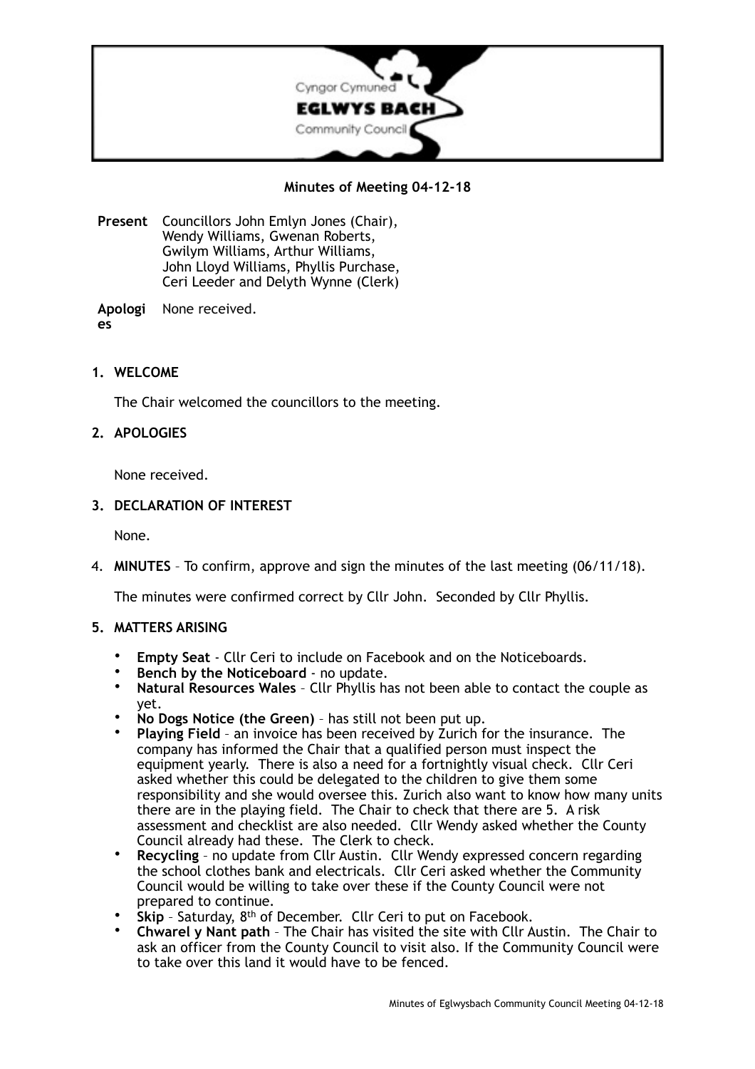Cyngor Cymuned

**EGLWYS BACH**

Community Council

**Minutes of Meeting 04-12-18**

**Present** Councillors John Emlyn Jones (Chair), Wendy Williams, Gwenan Roberts, Gwilym Williams, Arthur Williams, John Lloyd Williams, Phyllis Purchase, Ceri Leeder and Delyth Wynne (Clerk)

**Apologies** None received.

1. **WELCOME**

   The Chair welcomed the councillors to the meeting.

2. **APOLOGIES**

   None received.

3. **DECLARATION OF INTEREST**

   None.

4. **MINUTES** – To confirm, approve and sign the minutes of the last meeting (06/11/18).

   The minutes were confirmed correct by Cllr John. Seconded by Cllr Phyllis.

5. **MATTERS ARISING**

   - **Empty Seat** - Cllr Ceri to include on Facebook and on the Noticeboards.
   - **Bench by the Noticeboard** - no update.
   - **Natural Resources Wales** – Cllr Phyllis has not been able to contact the couple as yet.
   - **No Dogs Notice (the Green)** – has still not been put up.
   - **Playing Field** – an invoice has been received by Zurich for the insurance. The company has informed the Chair that a qualified person must inspect the equipment yearly. There is also a need for a fortnightly visual check. Cllr Ceri asked whether this could be delegated to the children to give them some responsibility and she would oversee this. Zurich also want to know how many units there are in the playing field. The Chair to check that there are 5. A risk assessment and checklist are also needed. Cllr Wendy asked whether the County Council already had these. The Clerk to check.
   - **Recycling** – no update from Cllr Austin. Cllr Wendy expressed concern regarding the school clothes bank and electricals. Cllr Ceri asked whether the Community Council would be willing to take over these if the County Council were not prepared to continue.
   - **Skip** – Saturday, 8th of December. Cllr Ceri to put on Facebook.
   - **Chwarel y Nant path** – The Chair has visited the site with Cllr Austin. The Chair to ask an officer from the County Council to visit also. If the Community Council were to take over this land it would have to be fenced.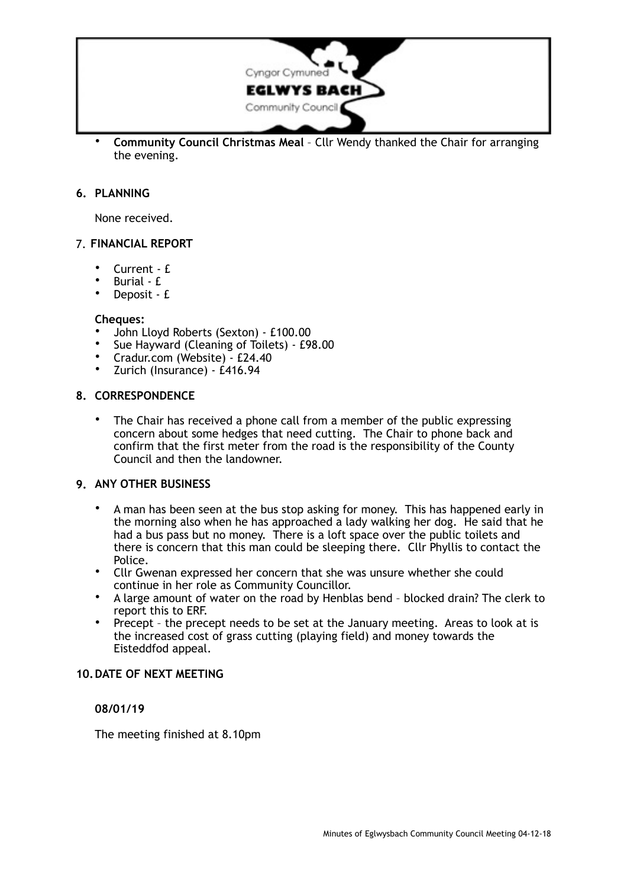- **Community Council Christmas Meal** – Cllr Wendy thanked the Chair for arranging the evening.

## 6. PLANNING

None received.

## 7. FINANCIAL REPORT

- Current - £
- Burial - £
- Deposit - £

**Cheques:**

- John Lloyd Roberts (Sexton) - £100.00
- Sue Hayward (Cleaning of Toilets) - £98.00
- Cradur.com (Website) - £24.40
- Zurich (Insurance) - £416.94

## 8. CORRESPONDENCE

- The Chair has received a phone call from a member of the public expressing concern about some hedges that need cutting. The Chair to phone back and confirm that the first meter from the road is the responsibility of the County Council and then the landowner.

## 9. ANY OTHER BUSINESS

- A man has been seen at the bus stop asking for money. This has happened early in the morning also when he has approached a lady walking her dog. He said that he had a bus pass but no money. There is a loft space over the public toilets and there is concern that this man could be sleeping there. Cllr Phyllis to contact the Police.
- Cllr Gwenan expressed her concern that she was unsure whether she could continue in her role as Community Councillor.
- A large amount of water on the road by Henblas bend – blocked drain? The clerk to report this to ERF.
- Precept – the precept needs to be set at the January meeting. Areas to look at is the increased cost of grass cutting (playing field) and money towards the Eisteddfod appeal.

## 10. DATE OF NEXT MEETING

**08/01/19**

The meeting finished at 8.10pm